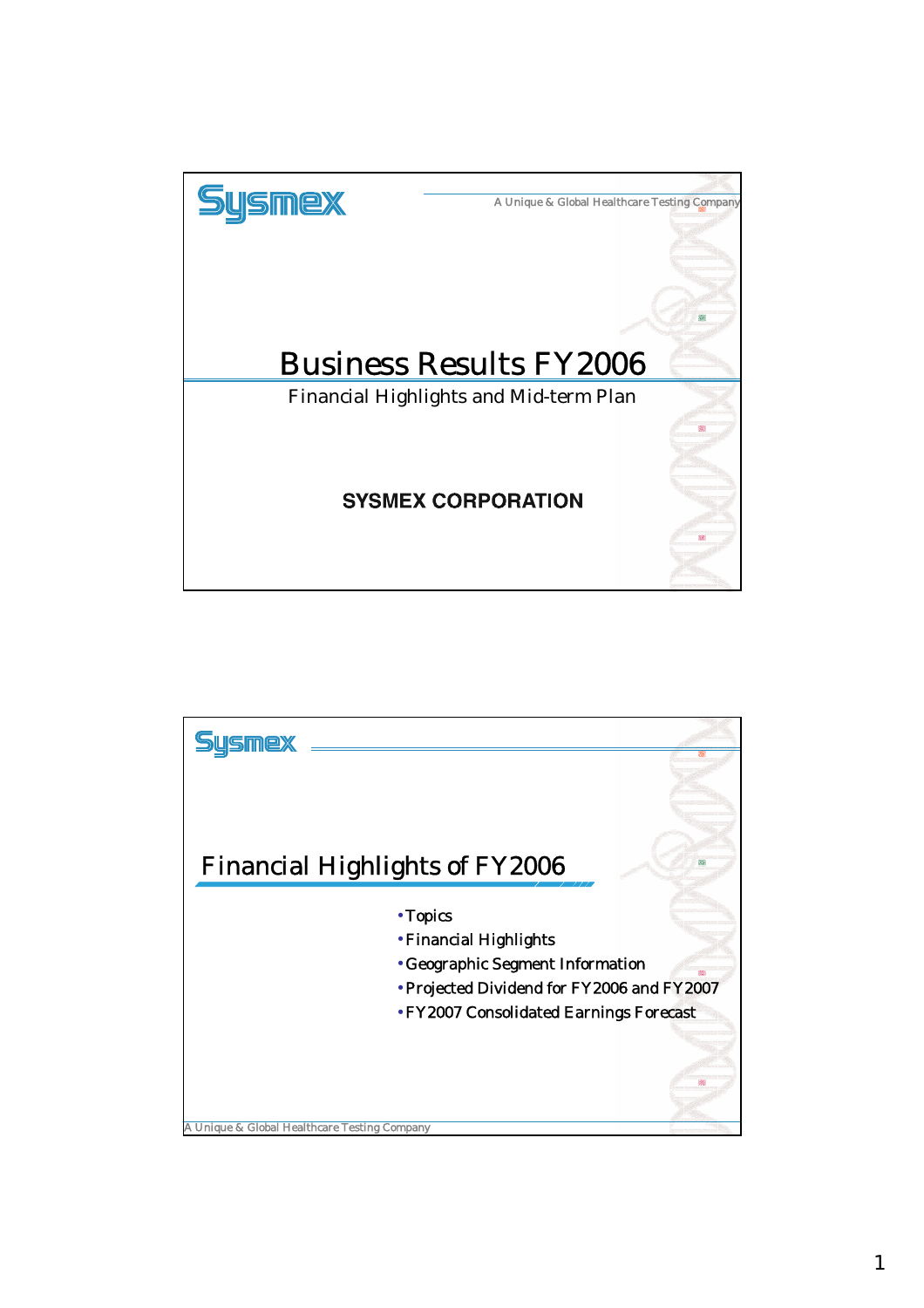Sysmex

A Unique & Global Healthcare Testing Company

# Business Results FY2006

Financial Highlights and Mid-term Plan

**SYSMEX CORPORATION**

---

Sysmex

## Financial Highlights of FY2006

- Topics
- Financial Highlights
- Geographic Segment Information
- Projected Dividend for FY2006 and FY2007
- FY2007 Consolidated Earnings Forecast

A Unique & Global Healthcare Testing Company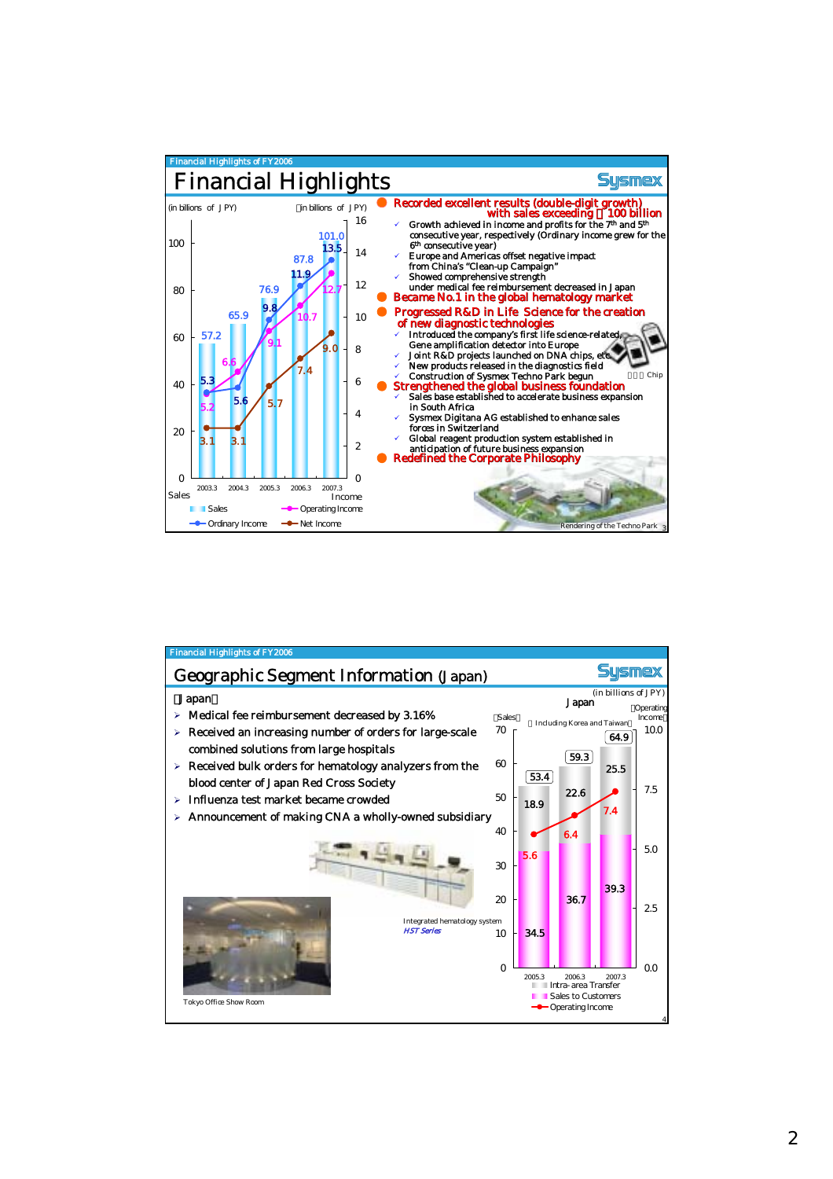Financial Highlights of FY2006

# Financial Highlights

Sysmex

(in billions of JPY)

| | 2003.3 | 2004.3 | 2005.3 | 2006.3 | 2007.3 |
|---|---|---|---|---|---|
| Sales | 57.2 | 65.9 | 76.9 | 87.8 | 101.0 |
| Operating Income | 5.2 | 6.6 | 9.1 | 10.7 | 12.7 |
| Ordinary Income | 5.3 | 5.6 | 9.8 | 11.9 | 13.5 |
| Net Income | 3.1 | 3.1 | 5.7 | 7.4 | 9.0 |

- **Recorded excellent results (double-digit growth) with sales exceeding ¥100 billion**
  - ✓ Growth achieved in income and profits for the 7th and 5th consecutive year, respectively (Ordinary income grew for the 6th consecutive year)
  - ✓ Europe and Americas offset negative impact from China's "Clean-up Campaign"
  - ✓ Showed comprehensive strength under medical fee reimbursement decreased in Japan
- **Became No.1 in the global hematology market**
- **Progressed R&D in Life Science for the creation of new diagnostic technologies**
  - ✓ Introduced the company's first life science-related, Gene amplification detector into Europe
  - ✓ Joint R&D projects launched on DNA chips, etc.
  - ✓ New products released in the diagnostics field
  - ✓ Construction of Sysmex Techno Park begun
- **Strengthened the global business foundation**
  - ✓ Sales base established to accelerate business expansion in South Africa
  - ✓ Sysmex Digitana AG established to enhance sales forces in Switzerland
  - ✓ Global reagent production system established in anticipation of future business expansion
- **Redefined the Corporate Philosophy**

Chip

Rendering of the Techno Park

Financial Highlights of FY2006

## Geographic Segment Information (Japan)

Sysmex

【Japan】

- Medical fee reimbursement decreased by 3.16%
- Received an increasing number of orders for large-scale combined solutions from large hospitals
- Received bulk orders for hematology analyzers from the blood center of Japan Red Cross Society
- Influenza test market became crowded
- Announcement of making CNA a wholly-owned subsidiary

Integrated hematology system *HST Series*

Tokyo Office Show Room

Japan (in billions of JPY) (Including Korea and Taiwan)

| | 2005.3 | 2006.3 | 2007.3 |
|---|---|---|---|
| Sales (total) | 53.4 | 59.3 | 64.9 |
| Intra-area Transfer | 18.9 | 22.6 | 25.5 |
| Sales to Customers | 34.5 | 36.7 | 39.3 |
| Operating Income | 5.6 | 6.4 | 7.4 |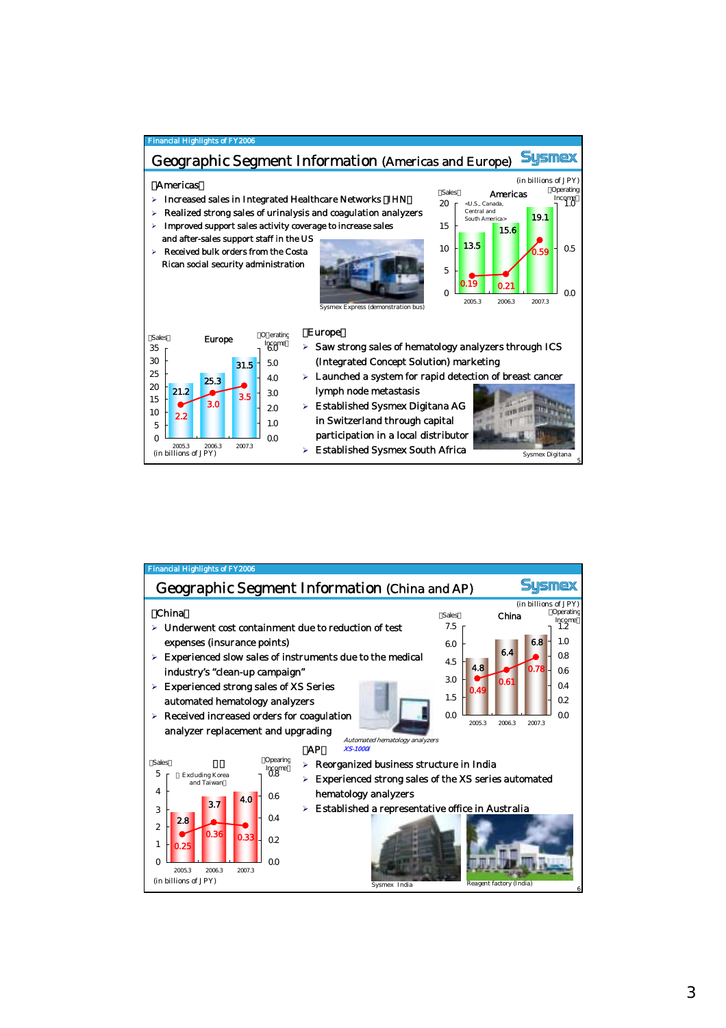Financial Highlights of FY2006

# Geographic Segment Information (Americas and Europe)

(in billions of JPY)

【Americas】

- Increased sales in Integrated Healthcare Networks（IHN）
- Realized strong sales of urinalysis and coagulation analyzers
- Improved support sales activity coverage to increase sales and after-sales support staff in the US
- Received bulk orders from the Costa Rican social security administration

Sysmex Express (demonstration bus)

**Americas** <U.S., Canada, Central and South America>

| | 2005.3 | 2006.3 | 2007.3 |
|---|---|---|---|
| Sales | 13.5 | 15.6 | 19.1 |
| Operating Income | 0.19 | 0.21 | 0.59 |

**Europe**

| | 2005.3 | 2006.3 | 2007.3 |
|---|---|---|---|
| Sales | 21.2 | 25.3 | 31.5 |
| Operating Income | 2.2 | 3.0 | 3.5 |

(in billions of JPY)

【Europe】

- Saw strong sales of hematology analyzers through ICS (Integrated Concept Solution) marketing
- Launched a system for rapid detection of breast cancer lymph node metastasis
- Established Sysmex Digitana AG in Switzerland through capital participation in a local distributor
- Established Sysmex South Africa

Sysmex Digitana

Financial Highlights of FY2006

# Geographic Segment Information (China and AP)

(in billions of JPY)

【China】

- Underwent cost containment due to reduction of test expenses (insurance points)
- Experienced slow sales of instrument due to the medical industry's "clean-up campaign"
- Experienced strong sales of XS Series automated hematology analyzers
- Received increased orders for coagulation analyzer replacement and upgrading

*Automated hematology analyzers XS-1000i*

**China**

| | 2005.3 | 2006.3 | 2007.3 |
|---|---|---|---|
| Sales | 4.8 | 6.4 | 6.8 |
| Operating Income | 0.49 | 0.61 | 0.78 |

**AP** (Excluding Korea and Taiwan)

| | 2005.3 | 2006.3 | 2007.3 |
|---|---|---|---|
| Sales | 2.8 | 3.7 | 4.0 |
| Operating Income | 0.25 | 0.36 | 0.33 |

(in billions of JPY)

【AP】

- Reorganized business structure in India
- Experienced strong sales of the XS series automated hematology analyzers
- Established a representative office in Australia

Sysmex India

Reagent factory (India)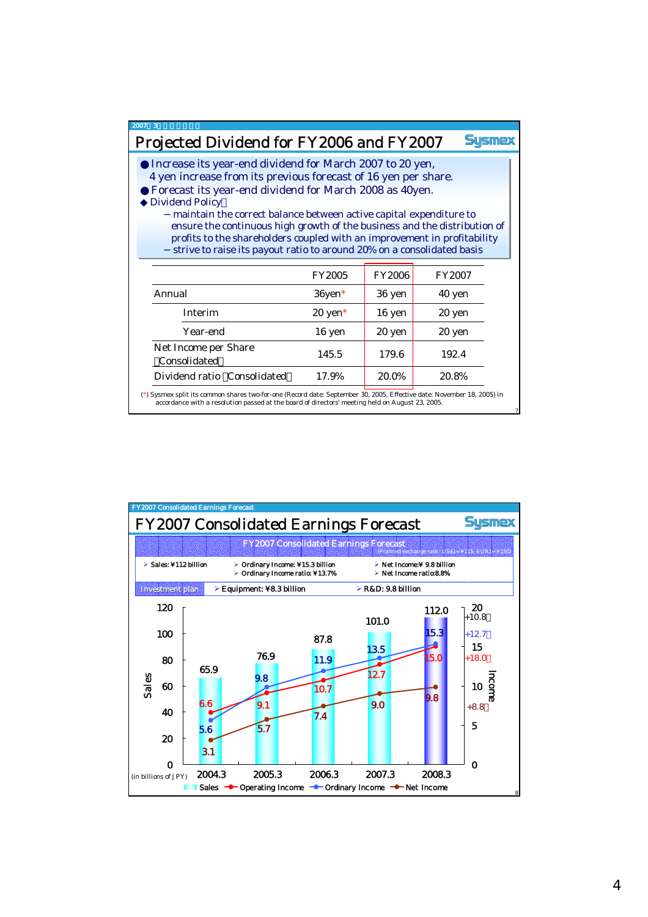## Projected Dividend for FY2006 and FY2007

- Increase its year-end dividend for March 2007 to 20 yen, 4 yen increase from its previous forecast of 16 yen per share.
- Forecast its year-end dividend for March 2008 as 40yen.
- Dividend Policy
  - maintain the correct balance between active capital expenditure to ensure the continuous high growth of the business and the distribution of profits to the shareholders coupled with an improvement in profitability
  - strive to raise its payout ratio to around 20% on a consolidated basis

| | FY2005 | FY2006 | FY2007 |
|---|---|---|---|
| Annual | 36yen* | 36 yen | 40 yen |
| Interim | 20 yen* | 16 yen | 20 yen |
| Year-end | 16 yen | 20 yen | 20 yen |
| Net Income per Share (Consolidated) | 145.5 | 179.6 | 192.4 |
| Dividend ratio (Consolidated) | 17.9% | 20.0% | 20.8% |

(*) Sysmex split its common shares two-for-one (Record date: September 30, 2005, Effective date: November 18, 2005) in accordance with a resolution passed at the board of directors' meeting held on August 23, 2005.

## FY2007 Consolidated Earnings Forecast

**FY2007 Consolidated Earnings Forecast** (Planned exchange rate: US$1=¥115, EUR1=¥150)

- Sales: ¥112 billion
- Ordinary Income: ¥15.3 billion
- Ordinary Income ratio: ¥13.7%
- Net Income:¥ 9.8 billion
- Net Income ratio:8.8%

Investment plan
- Equipment: ¥8.3 billion
- R&D: 9.8 billion

(in billions of JPY)

| | 2004.3 | 2005.3 | 2006.3 | 2007.3 | 2008.3 |
|---|---|---|---|---|---|
| Sales | 65.9 | 76.9 | 87.8 | 101.0 | 112.0 (+10.8) |
| Operating Income | 6.6 | 9.1 | 10.7 | 12.7 | 15.0 (+18.0) |
| Ordinary Income | 5.6 | 9.8 | 11.9 | 13.5 | 15.3 (+12.7) |
| Net Income | 3.1 | 5.7 | 7.4 | 9.0 | 9.8 (+8.8) |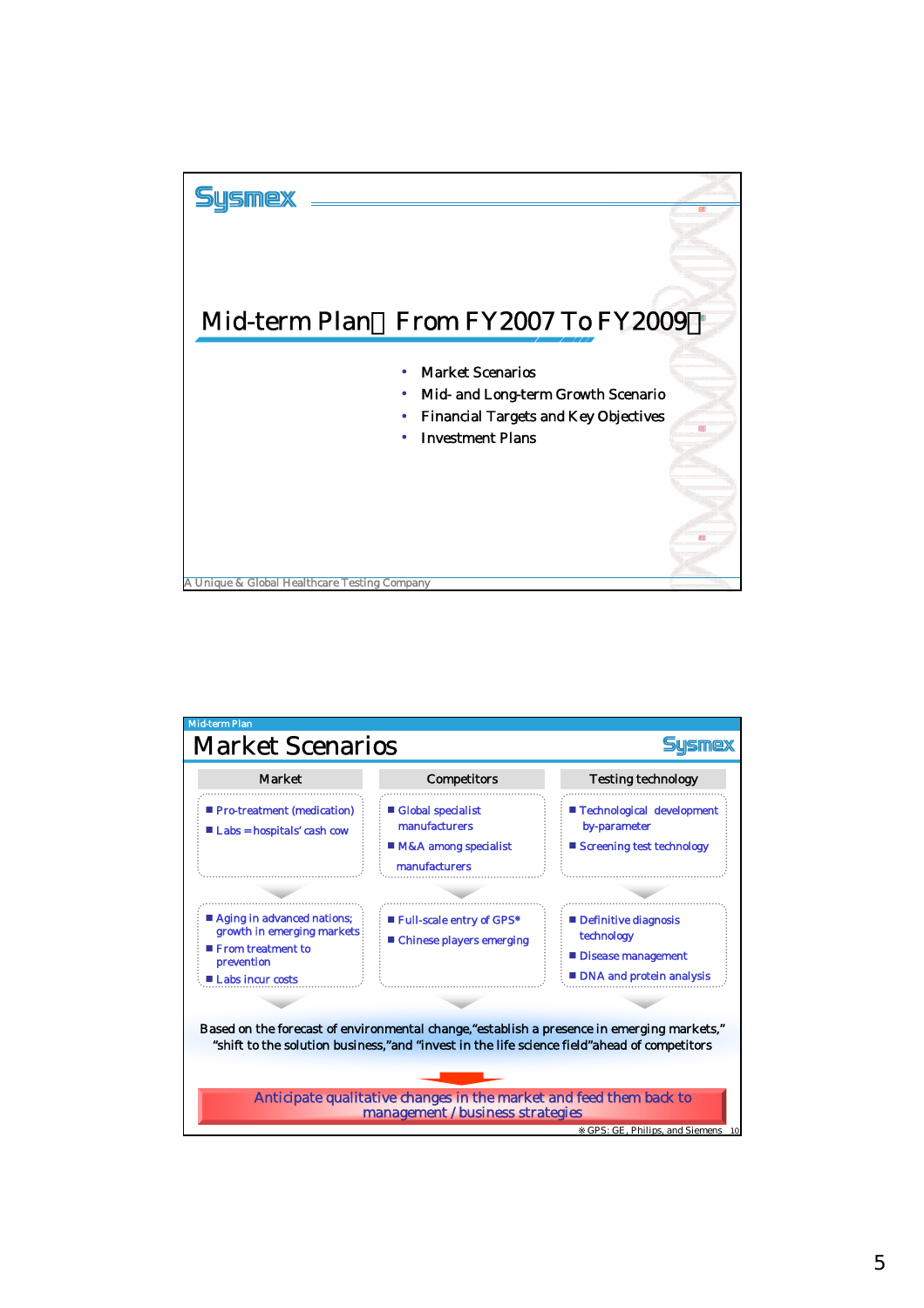Sysmex

# Mid-term Plan（From FY2007 To FY2009）

- Market Scenarios
- Mid- and Long-term Growth Scenario
- Financial Targets and Key Objectives
- Investment Plans

A Unique & Global Healthcare Testing Company

---

Mid-term Plan

# Market Scenarios

Sysmex

| Market | Competitors | Testing technology |
|---|---|---|
| ■ Pro-treatment (medication)<br>■ Labs＝hospitals' cash cow | ■ Global specialist manufacturers<br>■ M&A among specialist manufacturers | ■ Technological development by-parameter<br>■ Screening test technology |
| ■ Aging in advanced nations; growth in emerging markets<br>■ From treatment to prevention<br>■ Labs incur costs | ■ Full-scale entry of GPS*<br>■ Chinese players emerging | ■ Definitive diagnosis technology<br>■ Disease management<br>■ DNA and protein analysis |

Based on the forecast of environmental change,"establish a presence in emerging markets," "shift to the solution business,"and "invest in the life science field"ahead of competitors

**Anticipate qualitative changes in the market and feed them back to management / business strategies**

※GPS: GE, Philips, and Siemens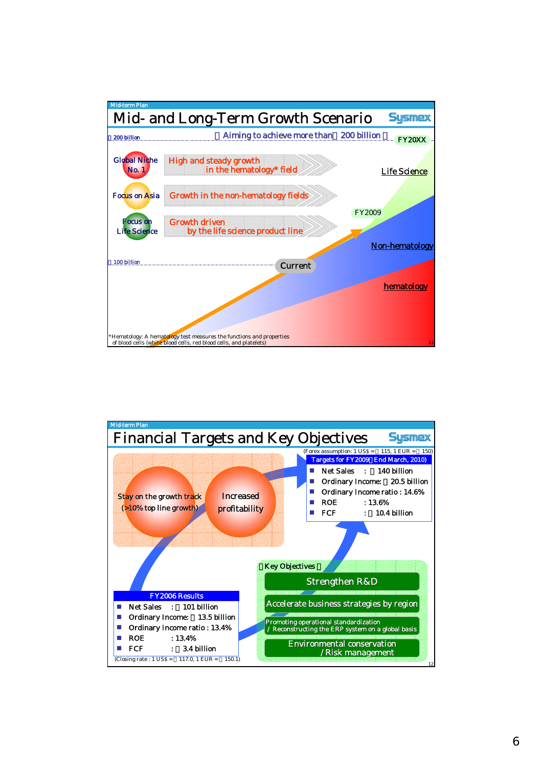Mid-term Plan

# Mid- and Long-Term Growth Scenario

Sysmex

¥200 billion

【Aiming to achieve more than ¥200 billion】 FY20XX

- Global Niche No. 1 — High and steady growth in the hematology* field
- Focus on Asia — Growth in the non-hematology fields
- Focus on Life Science — Growth driven by the life science product line

Life Science

FY2009

Non-hematology

¥100 billion

Current

hematology

*Hematology: A hematology test measures the functions and properties of blood cells (white blood cells, red blood cells, and platelets)

Mid-term Plan

# Financial Targets and Key Objectives

Sysmex

Stay on the growth track (>10% top line growth)

Increased profitability

(Forex assumption: 1 US$ = ¥115, 1 EUR = ¥150)

**Targets for FY2009 (End March, 2010)**

- Net Sales : ¥140 billion
- Ordinary Income: ¥20.5 billion
- Ordinary Income ratio : 14.6%
- ROE : 13.6%
- FCF : ¥10.4 billion

**FY2006 Results**

- Net Sales : ¥101 billion
- Ordinary Income: ¥13.5 billion
- Ordinary Income ratio : 13.4%
- ROE : 13.4%
- FCF : ¥3.4 billion

(Closing rate : 1 US$ = ¥117.0, 1 EUR = ¥150.1)

【Key Objectives】

- Strengthen R&D
- Accelerate business strategies by region
- Promoting operational standardization / Reconstructing the ERP system on a global basis
- Environmental conservation / Risk management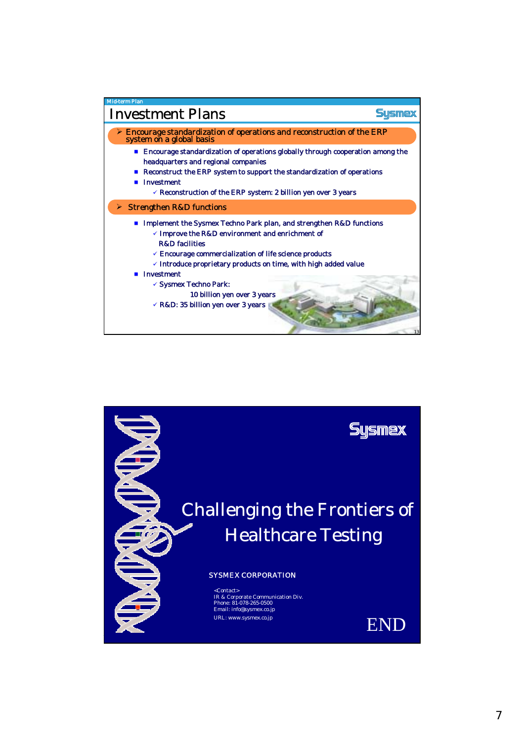Mid-term Plan

# Investment Plans

Sysmex

- Encourage standardization of operations and reconstruction of the ERP system on a global basis
  - Encourage standardization of operations globally through cooperation among the headquarters and regional companies
  - Reconstruct the ERP system to support the standardization of operations
  - Investment
    - ✓ Reconstruction of the ERP system: 2 billion yen over 3 years
- Strengthen R&D functions
  - Implement the Sysmex Techno Park plan, and strengthen R&D functions
    - ✓ Improve the R&D environment and enrichment of R&D facilities
    - ✓ Encourage commercialization of life science products
    - ✓ Introduce proprietary products on time, with high added value
  - Investment
    - ✓ Sysmex Techno Park: 10 billion yen over 3 years
    - ✓ R&D: 35 billion yen over 3 years

13

Sysmex

# Challenging the Frontiers of Healthcare Testing

SYSMEX CORPORATION

<Contact>
IR & Corporate Communication Div.
Phone: 81-078-265-0500
Email: info@sysmex.co.jp
URL: www.sysmex.co.jp

END